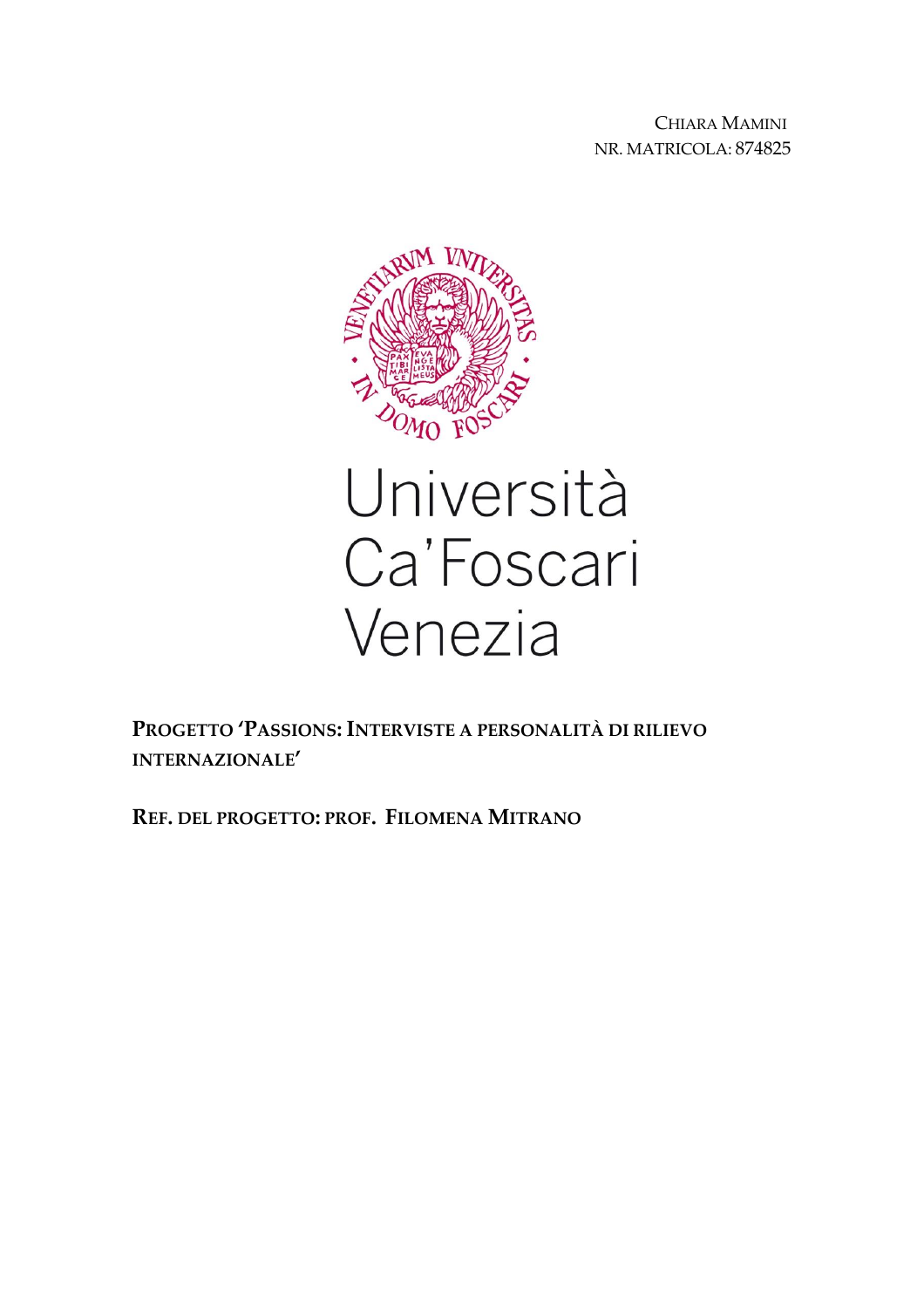CHIARA MAMINI
NR. MATRICOLA: 874825

Università
Ca'Foscari
Venezia

**PROGETTO 'PASSIONS: INTERVISTE A PERSONALITÀ DI RILIEVO INTERNAZIONALE'**

**REF. DEL PROGETTO: PROF. FILOMENA MITRANO**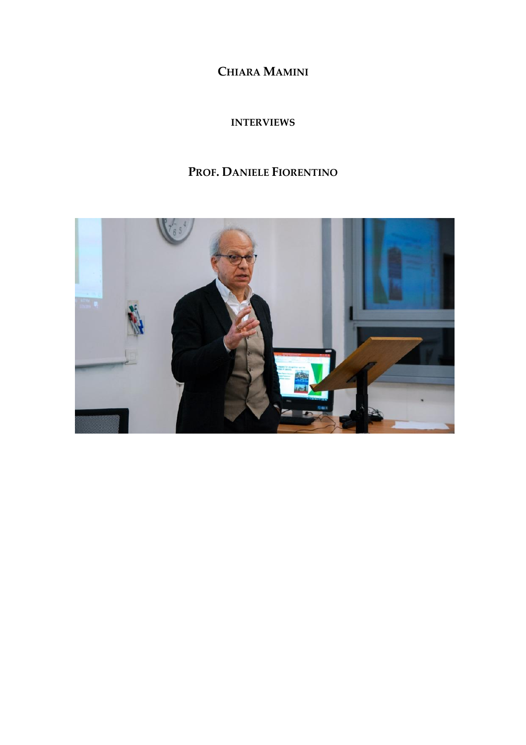**CHIARA MAMINI**

**INTERVIEWS**

**PROF. DANIELE FIORENTINO**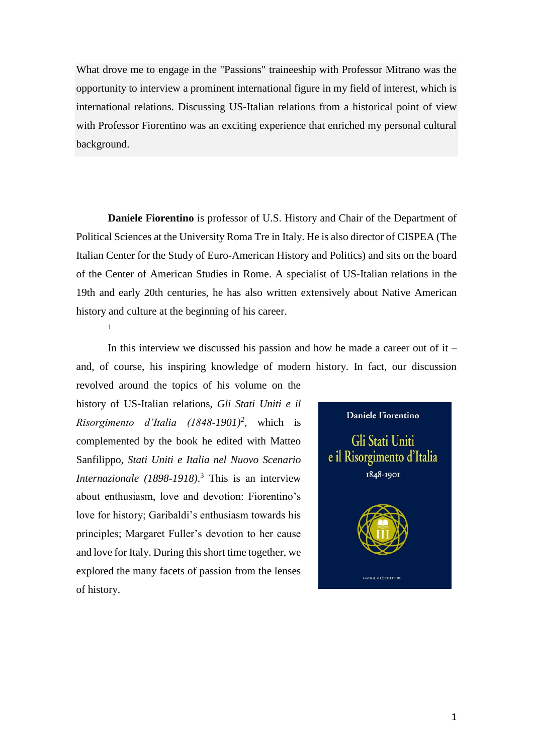What drove me to engage in the "Passions" traineeship with Professor Mitrano was the opportunity to interview a prominent international figure in my field of interest, which is international relations. Discussing US-Italian relations from a historical point of view with Professor Fiorentino was an exciting experience that enriched my personal cultural background.

**Daniele Fiorentino** is professor of U.S. History and Chair of the Department of Political Sciences at the University Roma Tre in Italy. He is also director of CISPEA (The Italian Center for the Study of Euro-American History and Politics) and sits on the board of the Center of American Studies in Rome. A specialist of US-Italian relations in the 19th and early 20th centuries, he has also written extensively about Native American history and culture at the beginning of his career.

[1]

In this interview we discussed his passion and how he made a career out of it – and, of course, his inspiring knowledge of modern history. In fact, our discussion revolved around the topics of his volume on the history of US-Italian relations, *Gli Stati Uniti e il Risorgimento d'Italia (1848-1901)*[2], which is complemented by the book he edited with Matteo Sanfilippo, *Stati Uniti e Italia nel Nuovo Scenario Internazionale (1898-1918)*.[3] This is an interview about enthusiasm, love and devotion: Fiorentino's love for history; Garibaldi's enthusiasm towards his principles; Margaret Fuller's devotion to her cause and love for Italy. During this short time together, we explored the many facets of passion from the lenses of history.

Daniele Fiorentino

Gli Stati Uniti e il Risorgimento d'Italia

1848-1901

GANGEMI EDITORE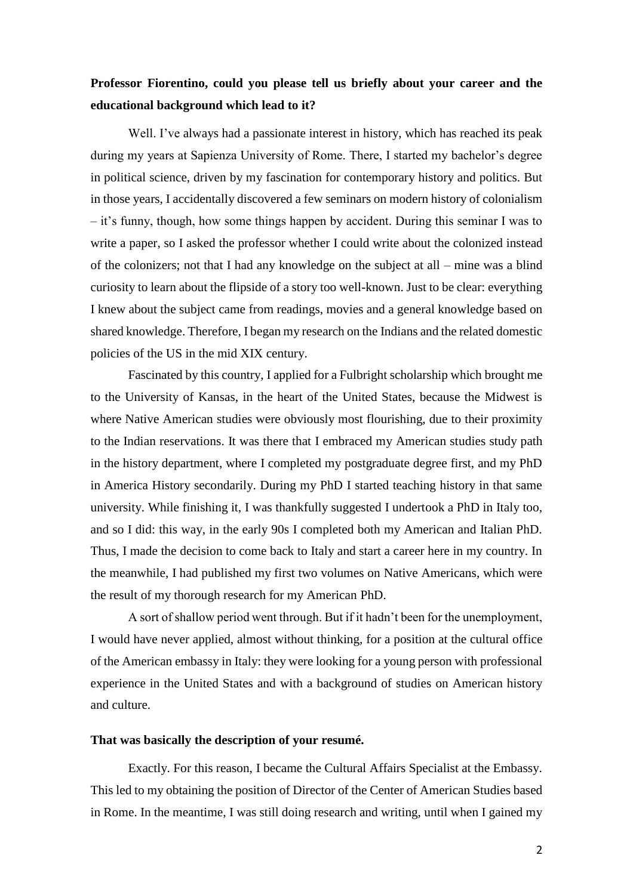**Professor Fiorentino, could you please tell us briefly about your career and the educational background which lead to it?**

Well. I've always had a passionate interest in history, which has reached its peak during my years at Sapienza University of Rome. There, I started my bachelor's degree in political science, driven by my fascination for contemporary history and politics. But in those years, I accidentally discovered a few seminars on modern history of colonialism – it's funny, though, how some things happen by accident. During this seminar I was to write a paper, so I asked the professor whether I could write about the colonized instead of the colonizers; not that I had any knowledge on the subject at all – mine was a blind curiosity to learn about the flipside of a story too well-known. Just to be clear: everything I knew about the subject came from readings, movies and a general knowledge based on shared knowledge. Therefore, I began my research on the Indians and the related domestic policies of the US in the mid XIX century.

Fascinated by this country, I applied for a Fulbright scholarship which brought me to the University of Kansas, in the heart of the United States, because the Midwest is where Native American studies were obviously most flourishing, due to their proximity to the Indian reservations. It was there that I embraced my American studies study path in the history department, where I completed my postgraduate degree first, and my PhD in America History secondarily. During my PhD I started teaching history in that same university. While finishing it, I was thankfully suggested I undertook a PhD in Italy too, and so I did: this way, in the early 90s I completed both my American and Italian PhD. Thus, I made the decision to come back to Italy and start a career here in my country. In the meanwhile, I had published my first two volumes on Native Americans, which were the result of my thorough research for my American PhD.

A sort of shallow period went through. But if it hadn't been for the unemployment, I would have never applied, almost without thinking, for a position at the cultural office of the American embassy in Italy: they were looking for a young person with professional experience in the United States and with a background of studies on American history and culture.

**That was basically the description of your resumé.**

Exactly. For this reason, I became the Cultural Affairs Specialist at the Embassy. This led to my obtaining the position of Director of the Center of American Studies based in Rome. In the meantime, I was still doing research and writing, until when I gained my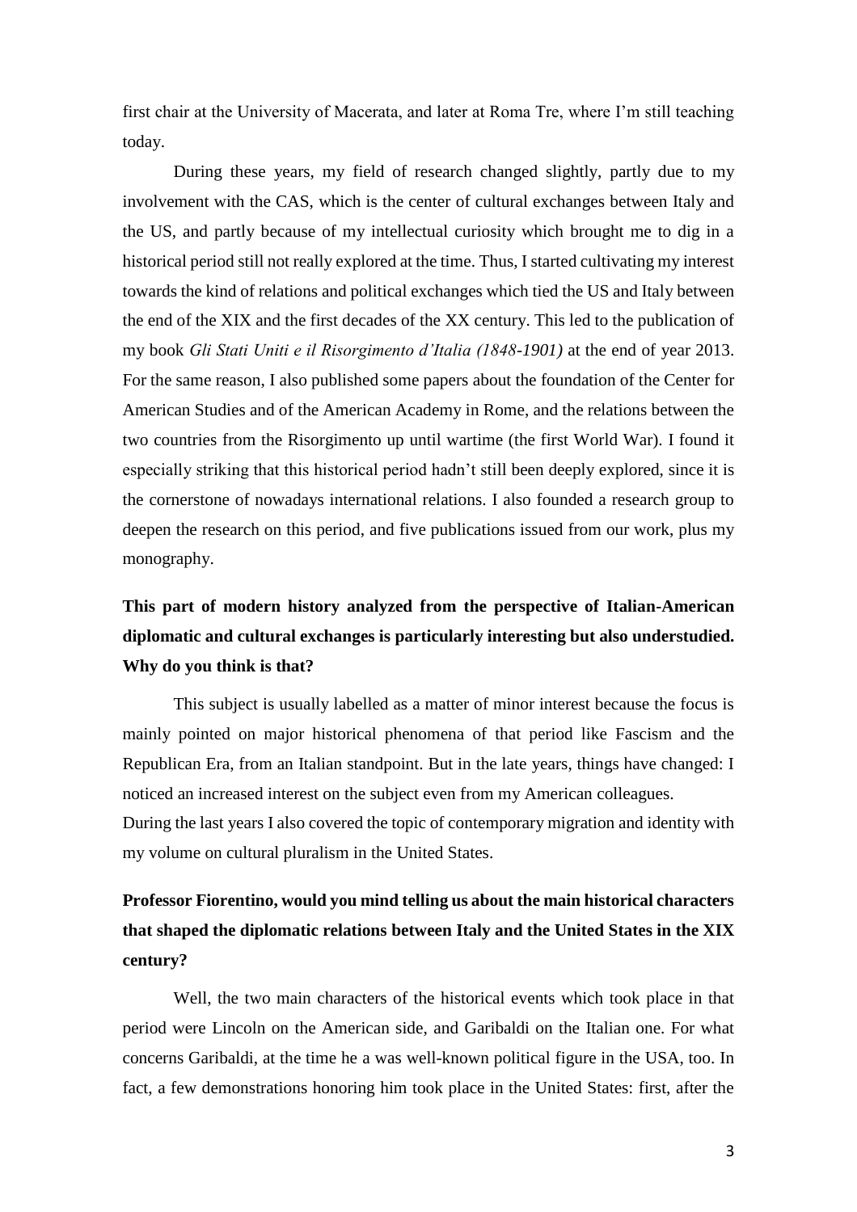first chair at the University of Macerata, and later at Roma Tre, where I'm still teaching today.

During these years, my field of research changed slightly, partly due to my involvement with the CAS, which is the center of cultural exchanges between Italy and the US, and partly because of my intellectual curiosity which brought me to dig in a historical period still not really explored at the time. Thus, I started cultivating my interest towards the kind of relations and political exchanges which tied the US and Italy between the end of the XIX and the first decades of the XX century. This led to the publication of my book *Gli Stati Uniti e il Risorgimento d'Italia (1848-1901)* at the end of year 2013. For the same reason, I also published some papers about the foundation of the Center for American Studies and of the American Academy in Rome, and the relations between the two countries from the Risorgimento up until wartime (the first World War). I found it especially striking that this historical period hadn't still been deeply explored, since it is the cornerstone of nowadays international relations. I also founded a research group to deepen the research on this period, and five publications issued from our work, plus my monography.

**This part of modern history analyzed from the perspective of Italian-American diplomatic and cultural exchanges is particularly interesting but also understudied. Why do you think is that?**

This subject is usually labelled as a matter of minor interest because the focus is mainly pointed on major historical phenomena of that period like Fascism and the Republican Era, from an Italian standpoint. But in the late years, things have changed: I noticed an increased interest on the subject even from my American colleagues.
During the last years I also covered the topic of contemporary migration and identity with my volume on cultural pluralism in the United States.

**Professor Fiorentino, would you mind telling us about the main historical characters that shaped the diplomatic relations between Italy and the United States in the XIX century?**

Well, the two main characters of the historical events which took place in that period were Lincoln on the American side, and Garibaldi on the Italian one. For what concerns Garibaldi, at the time he a was well-known political figure in the USA, too. In fact, a few demonstrations honoring him took place in the United States: first, after the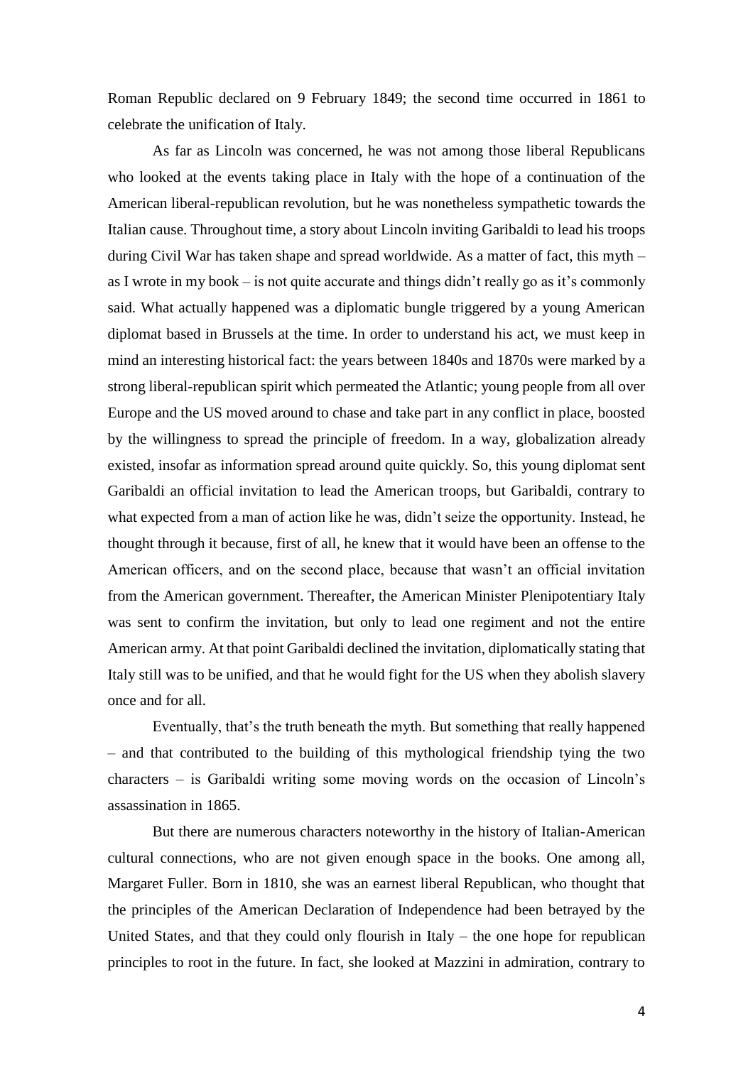Roman Republic declared on 9 February 1849; the second time occurred in 1861 to celebrate the unification of Italy.

As far as Lincoln was concerned, he was not among those liberal Republicans who looked at the events taking place in Italy with the hope of a continuation of the American liberal-republican revolution, but he was nonetheless sympathetic towards the Italian cause. Throughout time, a story about Lincoln inviting Garibaldi to lead his troops during Civil War has taken shape and spread worldwide. As a matter of fact, this myth – as I wrote in my book – is not quite accurate and things didn't really go as it's commonly said. What actually happened was a diplomatic bungle triggered by a young American diplomat based in Brussels at the time. In order to understand his act, we must keep in mind an interesting historical fact: the years between 1840s and 1870s were marked by a strong liberal-republican spirit which permeated the Atlantic; young people from all over Europe and the US moved around to chase and take part in any conflict in place, boosted by the willingness to spread the principle of freedom. In a way, globalization already existed, insofar as information spread around quite quickly. So, this young diplomat sent Garibaldi an official invitation to lead the American troops, but Garibaldi, contrary to what expected from a man of action like he was, didn't seize the opportunity. Instead, he thought through it because, first of all, he knew that it would have been an offense to the American officers, and on the second place, because that wasn't an official invitation from the American government. Thereafter, the American Minister Plenipotentiary Italy was sent to confirm the invitation, but only to lead one regiment and not the entire American army. At that point Garibaldi declined the invitation, diplomatically stating that Italy still was to be unified, and that he would fight for the US when they abolish slavery once and for all.

Eventually, that's the truth beneath the myth. But something that really happened – and that contributed to the building of this mythological friendship tying the two characters – is Garibaldi writing some moving words on the occasion of Lincoln's assassination in 1865.

But there are numerous characters noteworthy in the history of Italian-American cultural connections, who are not given enough space in the books. One among all, Margaret Fuller. Born in 1810, she was an earnest liberal Republican, who thought that the principles of the American Declaration of Independence had been betrayed by the United States, and that they could only flourish in Italy – the one hope for republican principles to root in the future. In fact, she looked at Mazzini in admiration, contrary to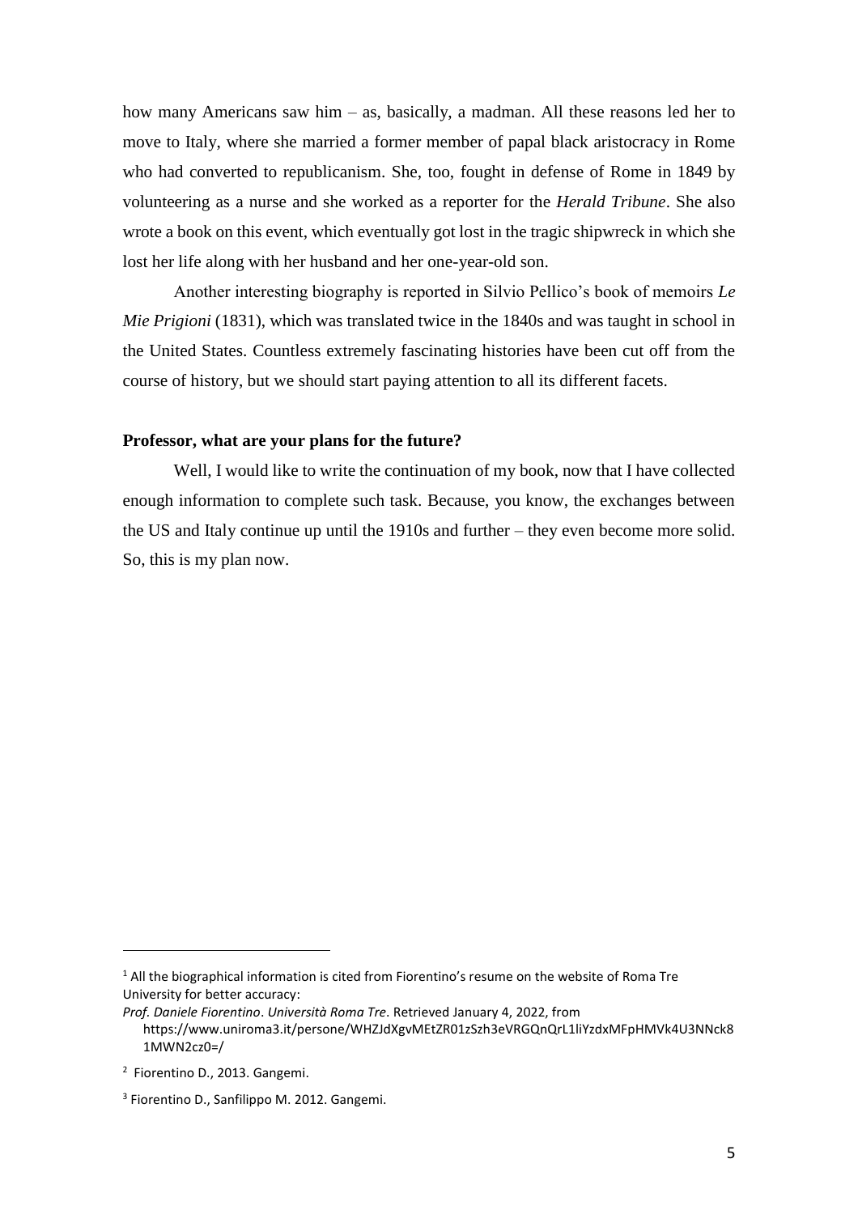how many Americans saw him – as, basically, a madman. All these reasons led her to move to Italy, where she married a former member of papal black aristocracy in Rome who had converted to republicanism. She, too, fought in defense of Rome in 1849 by volunteering as a nurse and she worked as a reporter for the *Herald Tribune*. She also wrote a book on this event, which eventually got lost in the tragic shipwreck in which she lost her life along with her husband and her one-year-old son.

Another interesting biography is reported in Silvio Pellico's book of memoirs *Le Mie Prigioni* (1831), which was translated twice in the 1840s and was taught in school in the United States. Countless extremely fascinating histories have been cut off from the course of history, but we should start paying attention to all its different facets.

**Professor, what are your plans for the future?**

Well, I would like to write the continuation of my book, now that I have collected enough information to complete such task. Because, you know, the exchanges between the US and Italy continue up until the 1910s and further – they even become more solid. So, this is my plan now.

---

[1] All the biographical information is cited from Fiorentino's resume on the website of Roma Tre University for better accuracy:
*Prof. Daniele Fiorentino*. *Università Roma Tre*. Retrieved January 4, 2022, from https://www.uniroma3.it/persone/WHZJdXgvMEtZR01zSzh3eVRGQnQrL1liYzdxMFpHMVk4U3NNck81MWN2cz0=/

[2] Fiorentino D., 2013. Gangemi.

[3] Fiorentino D., Sanfilippo M. 2012. Gangemi.